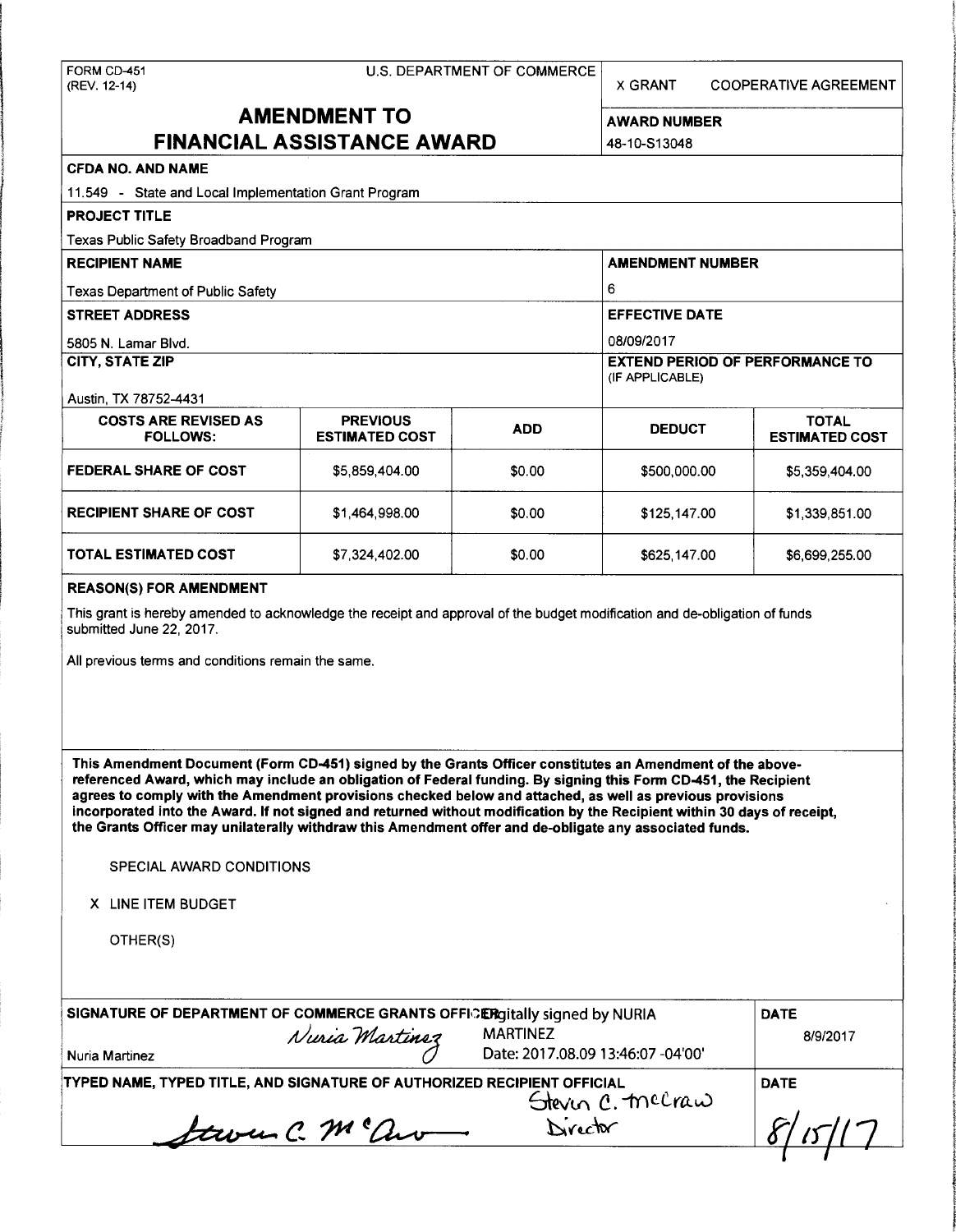FORM CD-451
(REV. 12-14)

U.S. DEPARTMENT OF COMMERCE

X GRANT    COOPERATIVE AGREEMENT

# AMENDMENT TO FINANCIAL ASSISTANCE AWARD

**AWARD NUMBER**
48-10-S13048

**CFDA NO. AND NAME**
11.549 - State and Local Implementation Grant Program

**PROJECT TITLE**
Texas Public Safety Broadband Program

**RECIPIENT NAME**
Texas Department of Public Safety

**AMENDMENT NUMBER**
6

**STREET ADDRESS**
5805 N. Lamar Blvd.

**EFFECTIVE DATE**
08/09/2017

**CITY, STATE ZIP**
Austin, TX 78752-4431

**EXTEND PERIOD OF PERFORMANCE TO** (IF APPLICABLE)

| COSTS ARE REVISED AS FOLLOWS: | PREVIOUS ESTIMATED COST | ADD | DEDUCT | TOTAL ESTIMATED COST |
|---|---|---|---|---|
| **FEDERAL SHARE OF COST** | $5,859,404.00 | $0.00 | $500,000.00 | $5,359,404.00 |
| **RECIPIENT SHARE OF COST** | $1,464,998.00 | $0.00 | $125,147.00 | $1,339,851.00 |
| **TOTAL ESTIMATED COST** | $7,324,402.00 | $0.00 | $625,147.00 | $6,699,255.00 |

**REASON(S) FOR AMENDMENT**

This grant is hereby amended to acknowledge the receipt and approval of the budget modification and de-obligation of funds submitted June 22, 2017.

All previous terms and conditions remain the same.

**This Amendment Document (Form CD-451) signed by the Grants Officer constitutes an Amendment of the above-referenced Award, which may include an obligation of Federal funding. By signing this Form CD-451, the Recipient agrees to comply with the Amendment provisions checked below and attached, as well as previous provisions incorporated into the Award. If not signed and returned without modification by the Recipient within 30 days of receipt, the Grants Officer may unilaterally withdraw this Amendment offer and de-obligate any associated funds.**

SPECIAL AWARD CONDITIONS

X LINE ITEM BUDGET

OTHER(S)

**SIGNATURE OF DEPARTMENT OF COMMERCE GRANTS OFFICER**
Nuria Martinez
Digitally signed by NURIA MARTINEZ
Date: 2017.08.09 13:46:07 -04'00'
Nuria Martinez

**DATE**
8/9/2017

**TYPED NAME, TYPED TITLE, AND SIGNATURE OF AUTHORIZED RECIPIENT OFFICIAL**
Steven C. McCraw
Director
Steven C. McCraw

**DATE**
8/15/17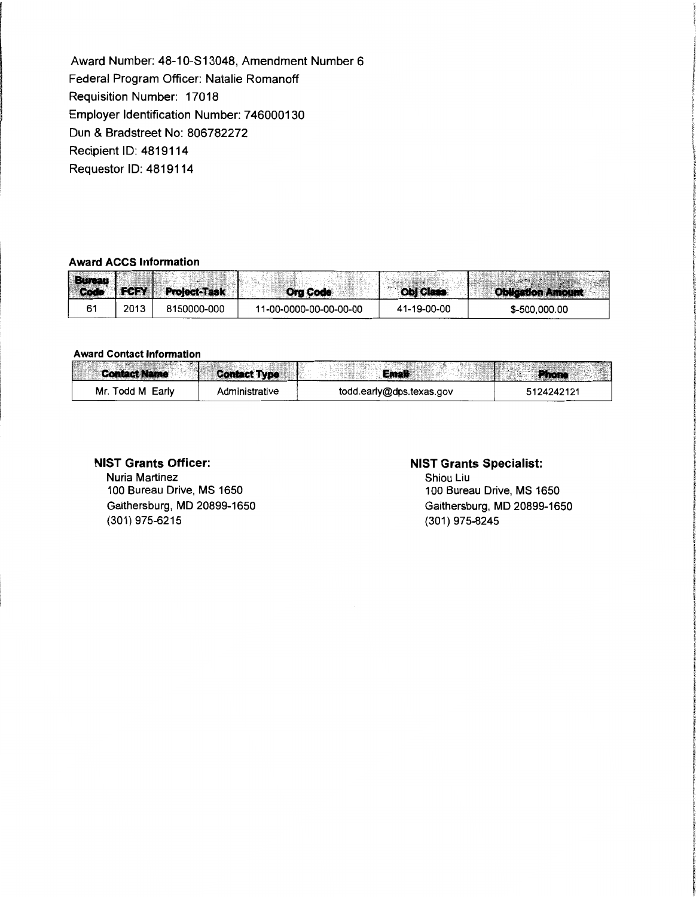Award Number: 48-10-S13048, Amendment Number 6
Federal Program Officer: Natalie Romanoff
Requisition Number: 17018
Employer Identification Number: 746000130
Dun & Bradstreet No: 806782272
Recipient ID: 4819114
Requestor ID: 4819114

**Award ACCS Information**

| Bureau Code | FCFY | Project-Task | Org Code | Obj Class | Obligation Amount |
|---|---|---|---|---|---|
| 61 | 2013 | 8150000-000 | 11-00-0000-00-00-00-00 | 41-19-00-00 | $-500,000.00 |

**Award Contact Information**

| Contact Name | Contact Type | Email | Phone |
|---|---|---|---|
| Mr. Todd M Early | Administrative | todd.early@dps.texas.gov | 5124242121 |

**NIST Grants Officer:**
Nuria Martinez
100 Bureau Drive, MS 1650
Gaithersburg, MD 20899-1650
(301) 975-6215

**NIST Grants Specialist:**
Shiou Liu
100 Bureau Drive, MS 1650
Gaithersburg, MD 20899-1650
(301) 975-8245